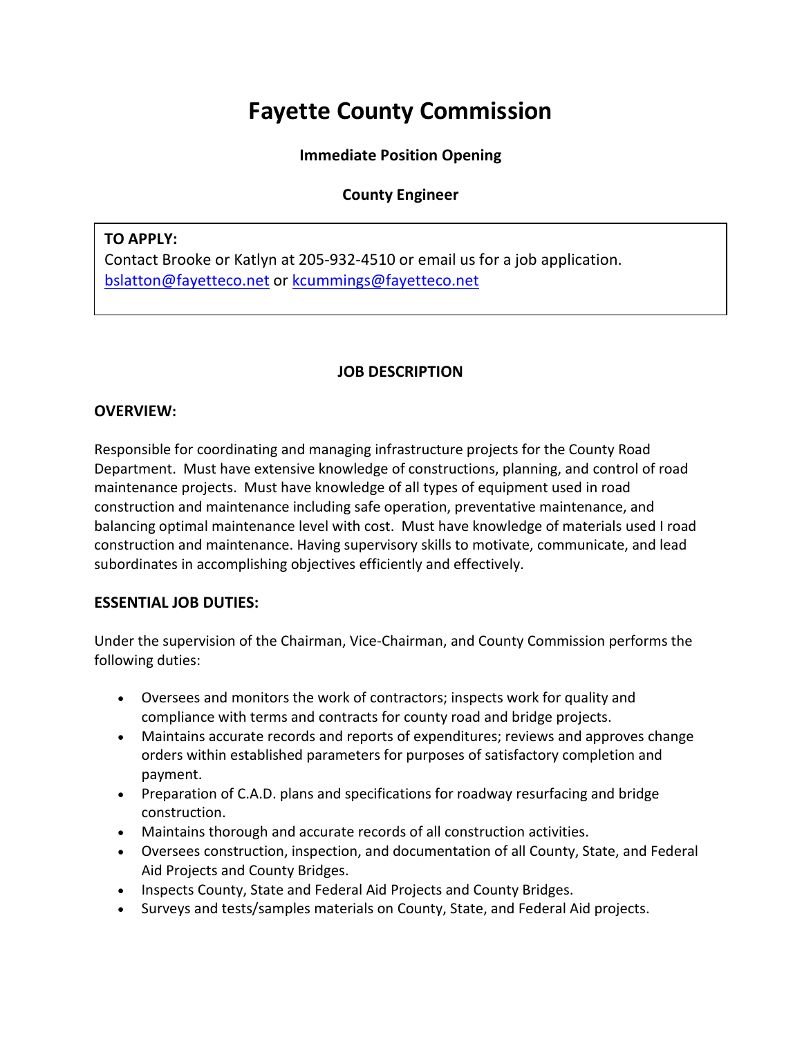# Fayette County Commission

**Immediate Position Opening**

**County Engineer**

**TO APPLY:**
Contact Brooke or Katlyn at 205-932-4510 or email us for a job application.
bslatton@fayetteco.net or kcummings@fayetteco.net

## JOB DESCRIPTION

### OVERVIEW:

Responsible for coordinating and managing infrastructure projects for the County Road Department. Must have extensive knowledge of constructions, planning, and control of road maintenance projects. Must have knowledge of all types of equipment used in road construction and maintenance including safe operation, preventative maintenance, and balancing optimal maintenance level with cost. Must have knowledge of materials used I road construction and maintenance. Having supervisory skills to motivate, communicate, and lead subordinates in accomplishing objectives efficiently and effectively.

### ESSENTIAL JOB DUTIES:

Under the supervision of the Chairman, Vice-Chairman, and County Commission performs the following duties:

- Oversees and monitors the work of contractors; inspects work for quality and compliance with terms and contracts for county road and bridge projects.
- Maintains accurate records and reports of expenditures; reviews and approves change orders within established parameters for purposes of satisfactory completion and payment.
- Preparation of C.A.D. plans and specifications for roadway resurfacing and bridge construction.
- Maintains thorough and accurate records of all construction activities.
- Oversees construction, inspection, and documentation of all County, State, and Federal Aid Projects and County Bridges.
- Inspects County, State and Federal Aid Projects and County Bridges.
- Surveys and tests/samples materials on County, State, and Federal Aid projects.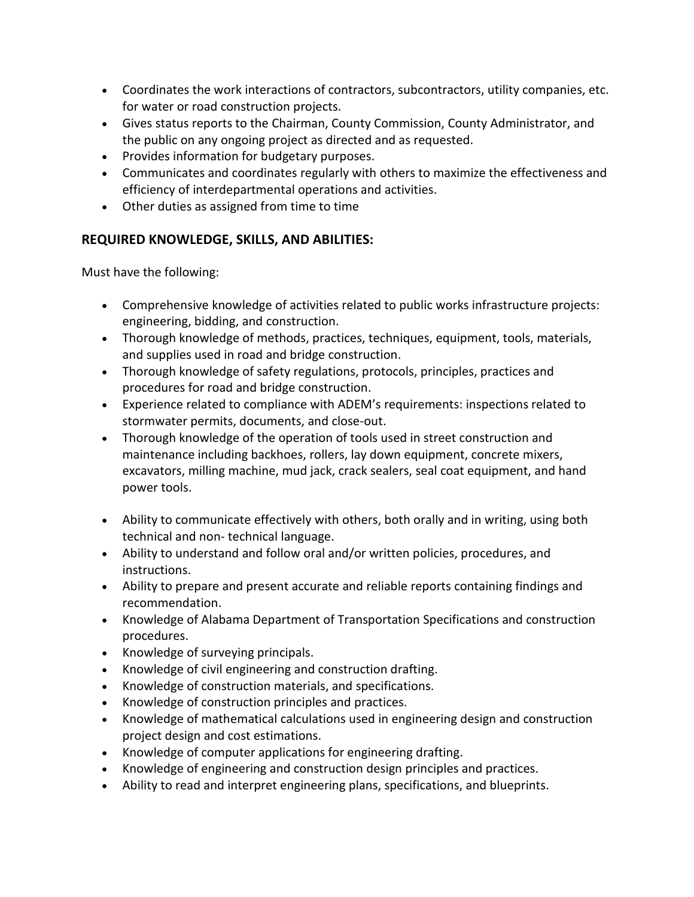- Coordinates the work interactions of contractors, subcontractors, utility companies, etc. for water or road construction projects.
- Gives status reports to the Chairman, County Commission, County Administrator, and the public on any ongoing project as directed and as requested.
- Provides information for budgetary purposes.
- Communicates and coordinates regularly with others to maximize the effectiveness and efficiency of interdepartmental operations and activities.
- Other duties as assigned from time to time

## REQUIRED KNOWLEDGE, SKILLS, AND ABILITIES:

Must have the following:

- Comprehensive knowledge of activities related to public works infrastructure projects: engineering, bidding, and construction.
- Thorough knowledge of methods, practices, techniques, equipment, tools, materials, and supplies used in road and bridge construction.
- Thorough knowledge of safety regulations, protocols, principles, practices and procedures for road and bridge construction.
- Experience related to compliance with ADEM's requirements: inspections related to stormwater permits, documents, and close-out.
- Thorough knowledge of the operation of tools used in street construction and maintenance including backhoes, rollers, lay down equipment, concrete mixers, excavators, milling machine, mud jack, crack sealers, seal coat equipment, and hand power tools.

- Ability to communicate effectively with others, both orally and in writing, using both technical and non- technical language.
- Ability to understand and follow oral and/or written policies, procedures, and instructions.
- Ability to prepare and present accurate and reliable reports containing findings and recommendation.
- Knowledge of Alabama Department of Transportation Specifications and construction procedures.
- Knowledge of surveying principals.
- Knowledge of civil engineering and construction drafting.
- Knowledge of construction materials, and specifications.
- Knowledge of construction principles and practices.
- Knowledge of mathematical calculations used in engineering design and construction project design and cost estimations.
- Knowledge of computer applications for engineering drafting.
- Knowledge of engineering and construction design principles and practices.
- Ability to read and interpret engineering plans, specifications, and blueprints.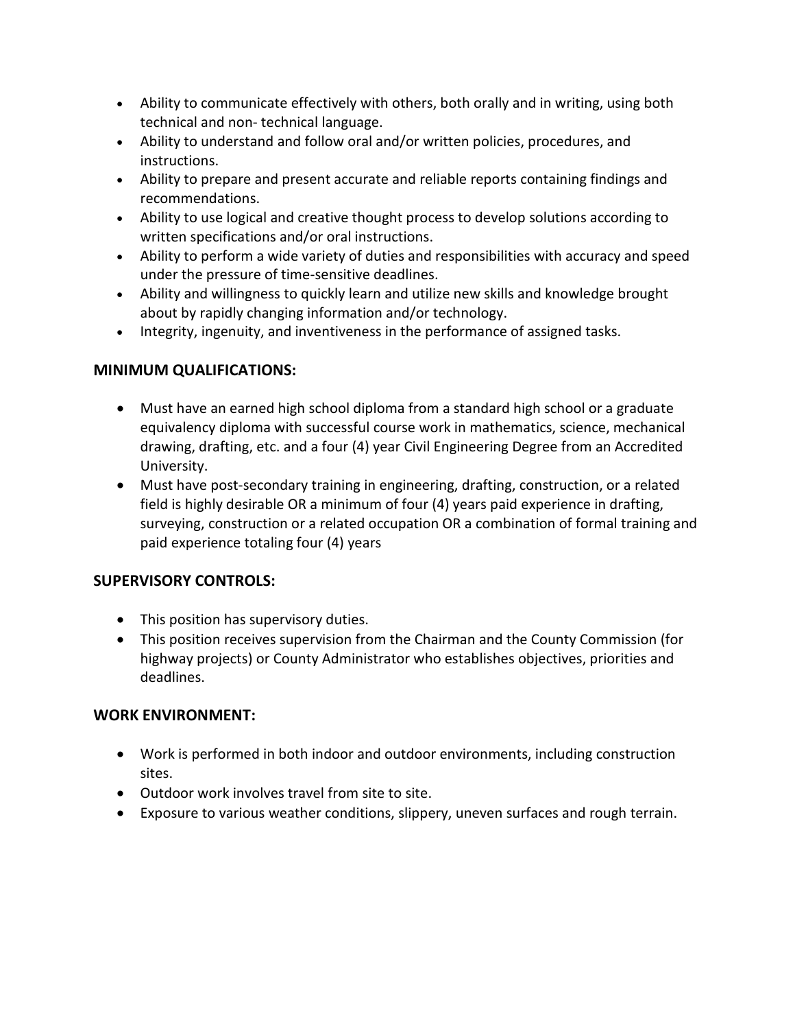- Ability to communicate effectively with others, both orally and in writing, using both technical and non- technical language.
- Ability to understand and follow oral and/or written policies, procedures, and instructions.
- Ability to prepare and present accurate and reliable reports containing findings and recommendations.
- Ability to use logical and creative thought process to develop solutions according to written specifications and/or oral instructions.
- Ability to perform a wide variety of duties and responsibilities with accuracy and speed under the pressure of time-sensitive deadlines.
- Ability and willingness to quickly learn and utilize new skills and knowledge brought about by rapidly changing information and/or technology.
- Integrity, ingenuity, and inventiveness in the performance of assigned tasks.

## MINIMUM QUALIFICATIONS:

- Must have an earned high school diploma from a standard high school or a graduate equivalency diploma with successful course work in mathematics, science, mechanical drawing, drafting, etc. and a four (4) year Civil Engineering Degree from an Accredited University.
- Must have post-secondary training in engineering, drafting, construction, or a related field is highly desirable OR a minimum of four (4) years paid experience in drafting, surveying, construction or a related occupation OR a combination of formal training and paid experience totaling four (4) years

## SUPERVISORY CONTROLS:

- This position has supervisory duties.
- This position receives supervision from the Chairman and the County Commission (for highway projects) or County Administrator who establishes objectives, priorities and deadlines.

## WORK ENVIRONMENT:

- Work is performed in both indoor and outdoor environments, including construction sites.
- Outdoor work involves travel from site to site.
- Exposure to various weather conditions, slippery, uneven surfaces and rough terrain.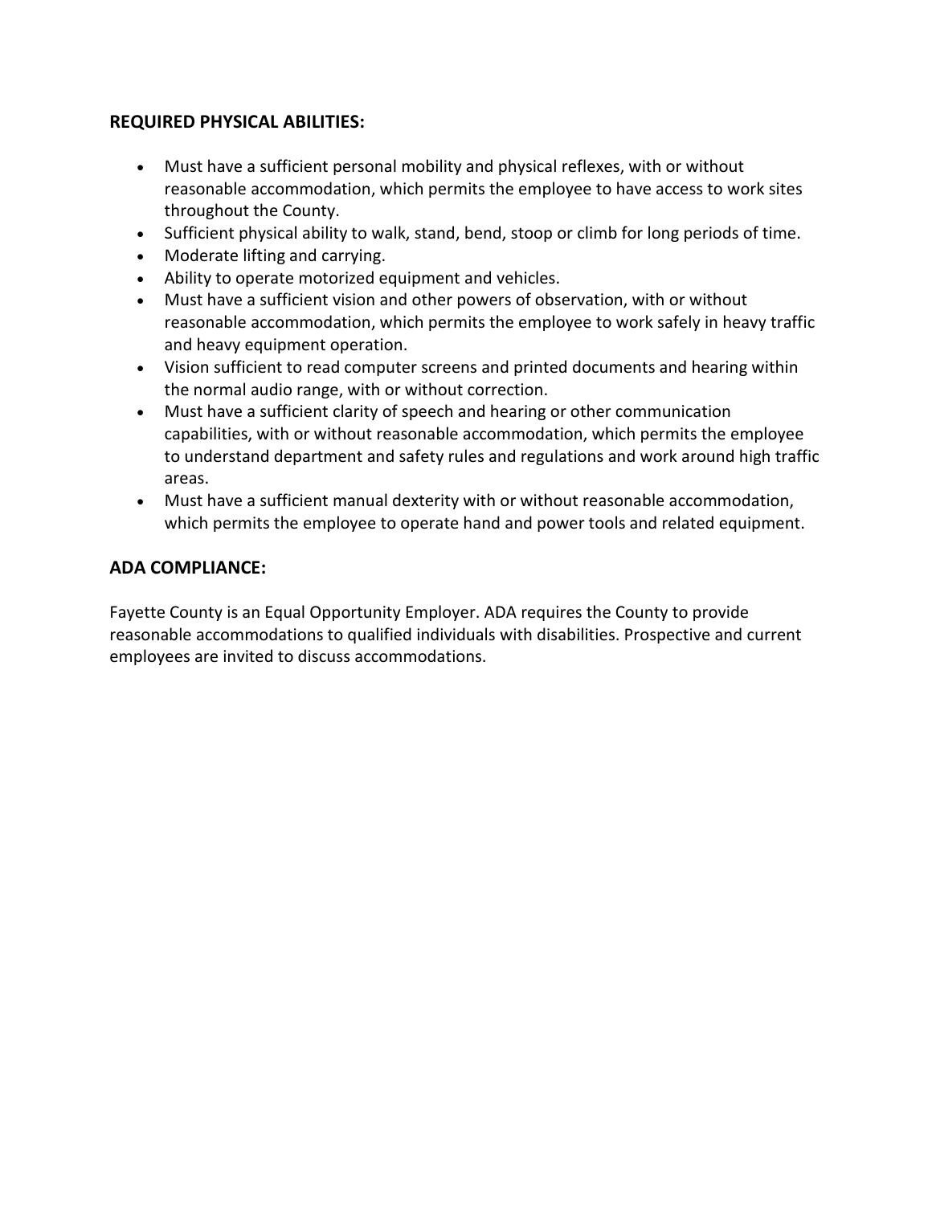## REQUIRED PHYSICAL ABILITIES:

- Must have a sufficient personal mobility and physical reflexes, with or without reasonable accommodation, which permits the employee to have access to work sites throughout the County.
- Sufficient physical ability to walk, stand, bend, stoop or climb for long periods of time.
- Moderate lifting and carrying.
- Ability to operate motorized equipment and vehicles.
- Must have a sufficient vision and other powers of observation, with or without reasonable accommodation, which permits the employee to work safely in heavy traffic and heavy equipment operation.
- Vision sufficient to read computer screens and printed documents and hearing within the normal audio range, with or without correction.
- Must have a sufficient clarity of speech and hearing or other communication capabilities, with or without reasonable accommodation, which permits the employee to understand department and safety rules and regulations and work around high traffic areas.
- Must have a sufficient manual dexterity with or without reasonable accommodation, which permits the employee to operate hand and power tools and related equipment.

## ADA COMPLIANCE:

Fayette County is an Equal Opportunity Employer. ADA requires the County to provide reasonable accommodations to qualified individuals with disabilities. Prospective and current employees are invited to discuss accommodations.